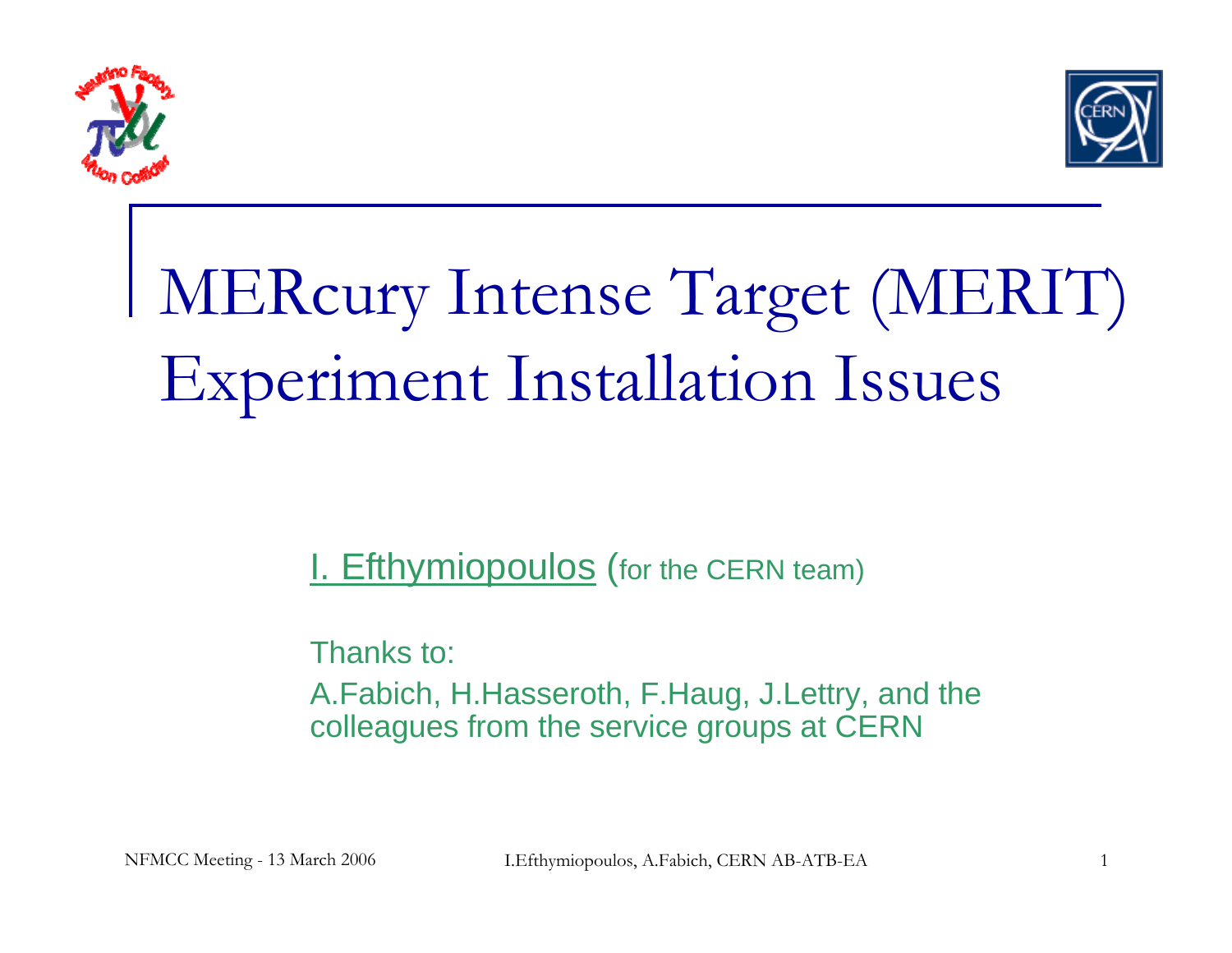# MERcury Intense Target (MERIT) Experiment Installation Issues

I. Efthymiopoulos (for the CERN team)

Thanks to:

A.Fabich, H.Hasseroth, F.Haug, J.Lettry, and the colleagues from the service groups at CERN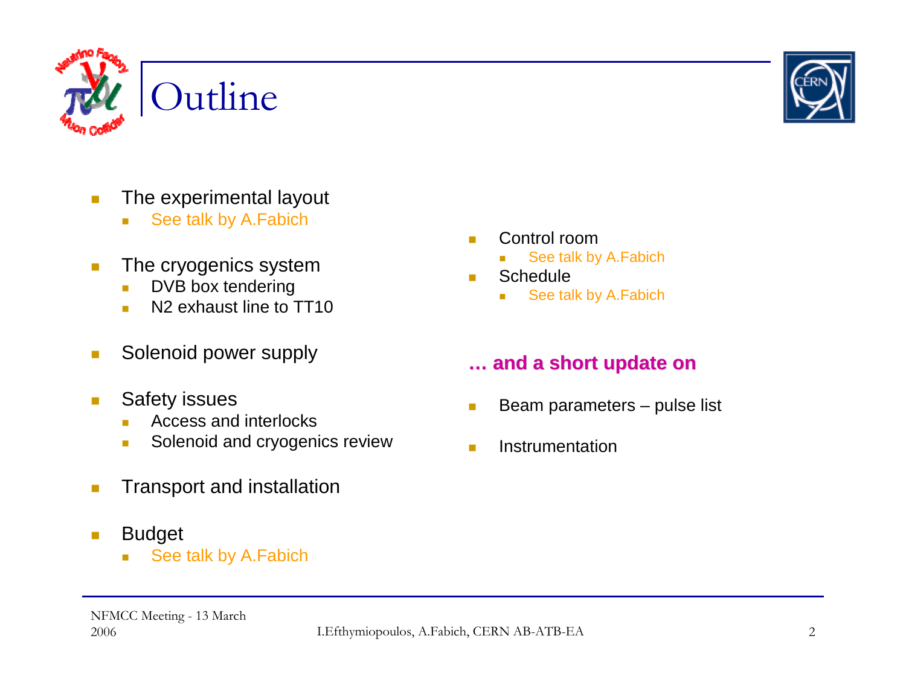# Outline

- The experimental layout
  - See talk by A.Fabich
- The cryogenics system
  - DVB box tendering
  - N2 exhaust line to TT10
- Solenoid power supply
- Safety issues
  - Access and interlocks
  - Solenoid and cryogenics review
- Transport and installation
- Budget
  - See talk by A.Fabich
- Control room
  - See talk by A.Fabich
- Schedule
  - See talk by A.Fabich

**… and a short update on**

- Beam parameters – pulse list
- Instrumentation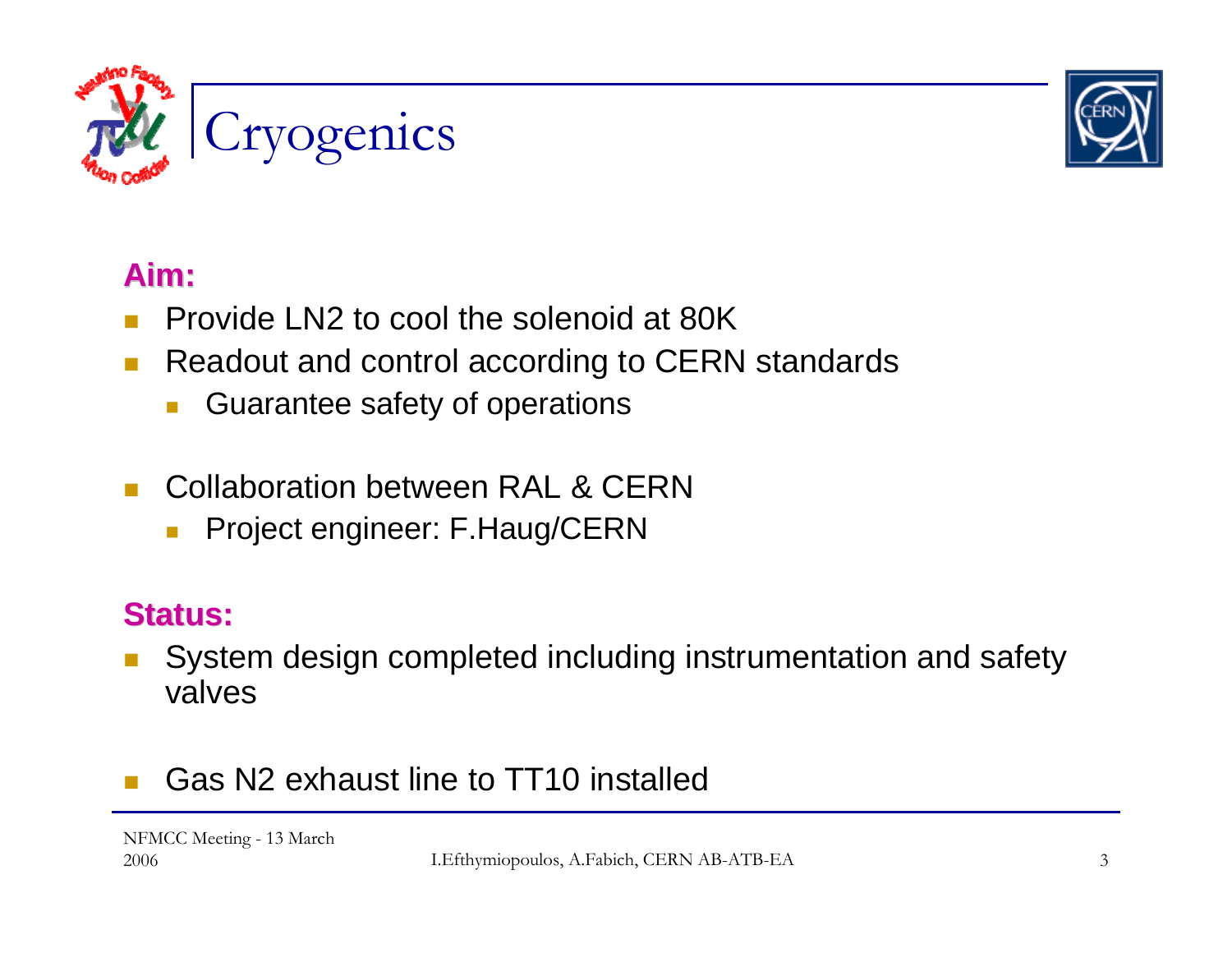# Cryogenics

**Aim:**

- Provide LN2 to cool the solenoid at 80K
- Readout and control according to CERN standards
  - Guarantee safety of operations
- Collaboration between RAL & CERN
  - Project engineer: F.Haug/CERN

**Status:**

- System design completed including instrumentation and safety valves
- Gas N2 exhaust line to TT10 installed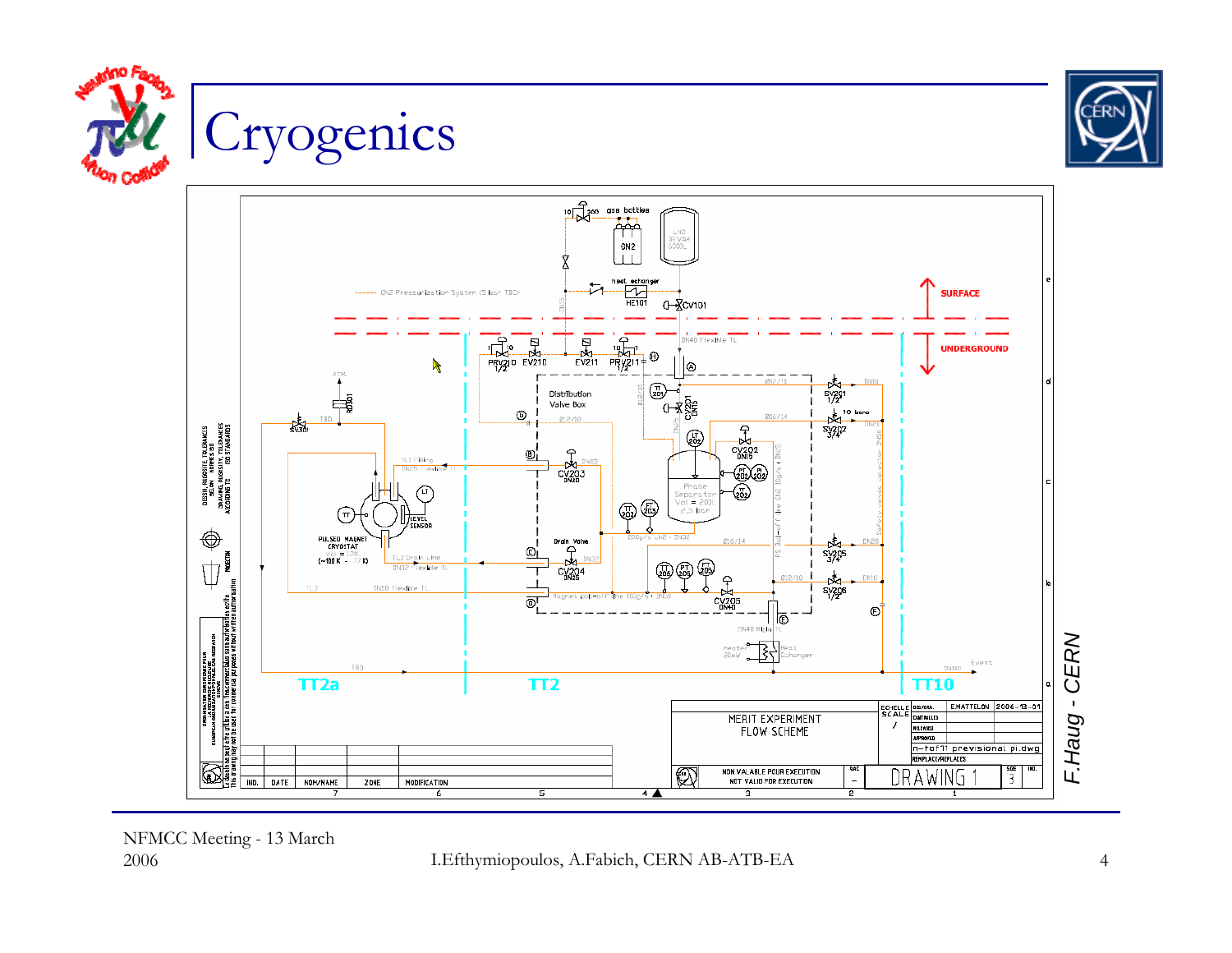# Cryogenics

GN2 Pressurization System (5 bar TBD)

gas bottles

GN2

LN2 DEWAR 6000L

heat exchanger

HE101

CV101

SURFACE

UNDERGROUND

PRV210 EV210 EV211 PRV211

DN40 Flexible TL

Distribution Valve Box

SV201 1/2"

SV202 3/4"

10 bars

CV202 DN15

CV201 DN15

Phase Separator Vol = 200l 2.5 bar

CV203 DN20

CV204 DN25

Drain Valve

SV205 3/4"

SV206 1/2"

CV205 DN40

PULSED MAGNET CRYOSTAT (~100 K - 77 K)

LEVEL SENSOR

TL1 Filling DN25 Flexible TL

TL2 Drain Line DN32 Flexible TL

TL3 DN50 Flexible TL

Magnet roll-off line 100g/s : DN50

PS Boil-off line GN2 10g/s : DN15

200g/s LN2 : DN32

Safety valves collector DN50

DN40 Rigid TL

Heater 20kW

Heat Exchanger

Event

TT2a

TT2

TT10

MERIT EXPERIMENT FLOW SCHEME

DRAWING 1

F.Haug - CERN

NFMCC Meeting - 13 March 2006

I.Efthymiopoulos, A.Fabich, CERN AB-ATB-EA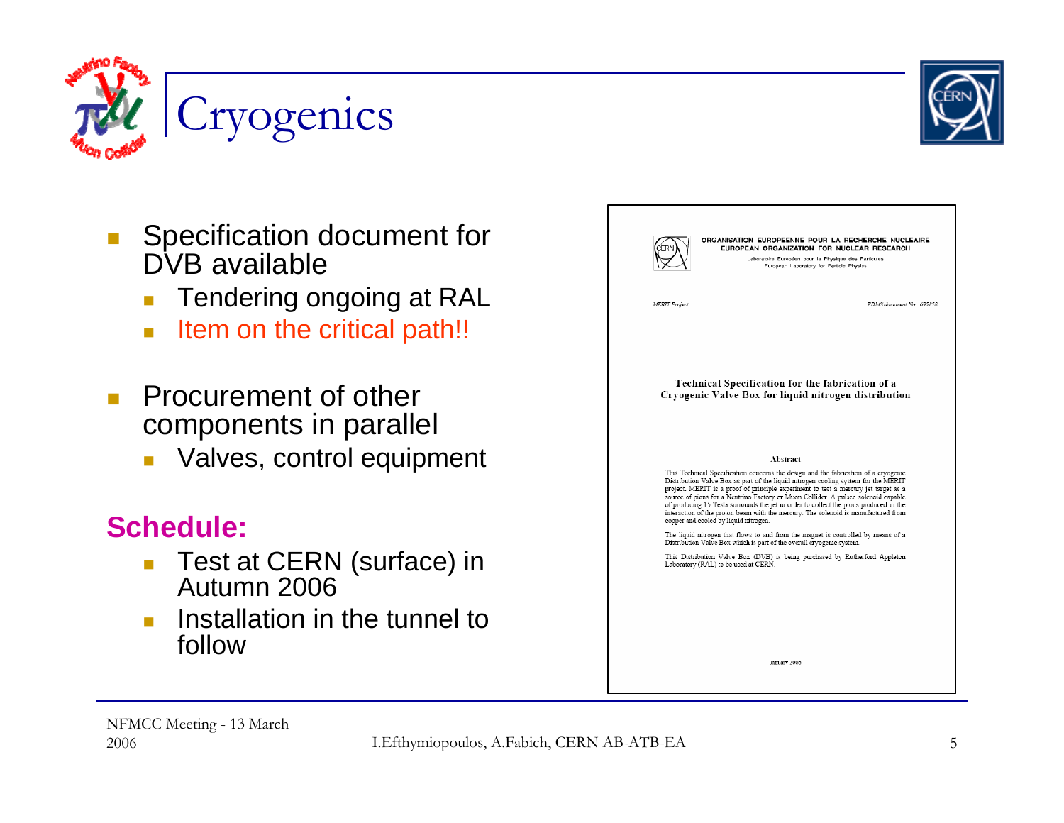# Cryogenics

- Specification document for DVB available
  - Tendering ongoing at RAL
  - Item on the critical path!!
- Procurement of other components in parallel
  - Valves, control equipment

**Schedule:**

- Test at CERN (surface) in Autumn 2006
- Installation in the tunnel to follow

ORGANISATION EUROPEENNE POUR LA RECHERCHE NUCLEAIRE
EUROPEAN ORGANIZATION FOR NUCLEAR RESEARCH
Laboratoire Européen pour la Physique des Particules
European Laboratory for Particle Physics

*MERIT Project* *EDMS document No.: 695878*

**Technical Specification for the fabrication of a Cryogenic Valve Box for liquid nitrogen distribution**

**Abstract**

This Technical Specification concerns the design and the fabrication of a cryogenic Distribution Valve Box as part of the liquid nitrogen cooling system for the MERIT project. MERIT is a proof-of-principle experiment to test a mercury jet target as a source of pions for a Neutrino Factory or Muon Collider. A pulsed solenoid capable of producing 15 Tesla surrounds the jet in order to collect the pions produced in the interaction of the proton beam with the mercury. The solenoid is manufactured from copper and cooled by liquid nitrogen.

The liquid nitrogen that flows to and from the magnet is controlled by means of a Distribution Valve Box which is part of the overall cryogenic system.

This Distribution Valve Box (DVB) is being purchased by Rutherford Appleton Laboratory (RAL) to be used at CERN.

January 2006

NFMCC Meeting - 13 March 2006 I.Efthymiopoulos, A.Fabich, CERN AB-ATB-EA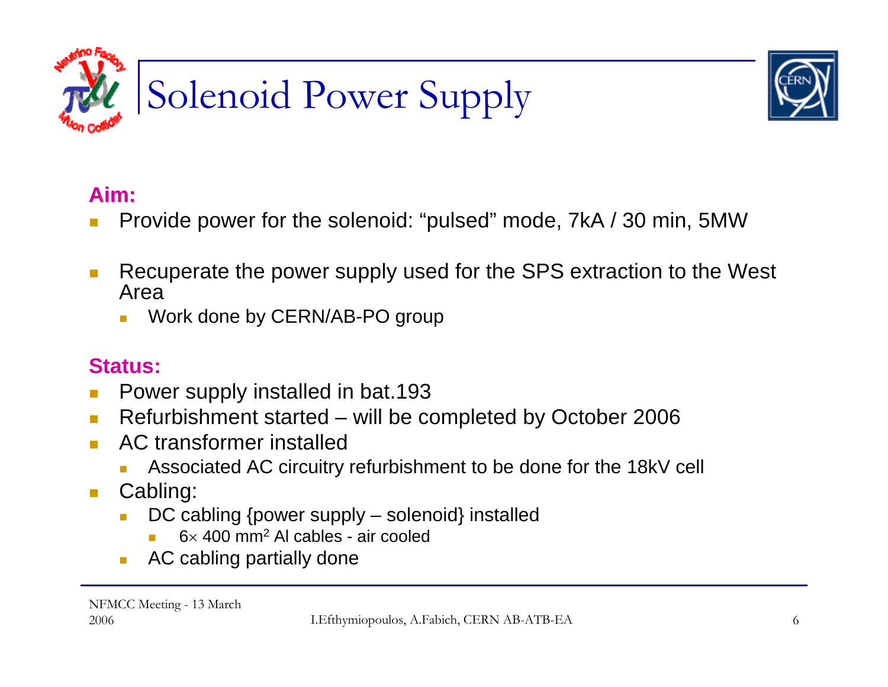# Solenoid Power Supply

**Aim:**

- Provide power for the solenoid: “pulsed” mode, 7kA / 30 min, 5MW
- Recuperate the power supply used for the SPS extraction to the West Area
  - Work done by CERN/AB-PO group

**Status:**

- Power supply installed in bat.193
- Refurbishment started – will be completed by October 2006
- AC transformer installed
  - Associated AC circuitry refurbishment to be done for the 18kV cell
- Cabling:
  - DC cabling {power supply – solenoid} installed
    - $6\times$ 400 $mm^2$ Al cables - air cooled
  - AC cabling partially done

NFMCC Meeting - 13 March 2006

I.Efthymiopoulos, A.Fabich, CERN AB-ATB-EA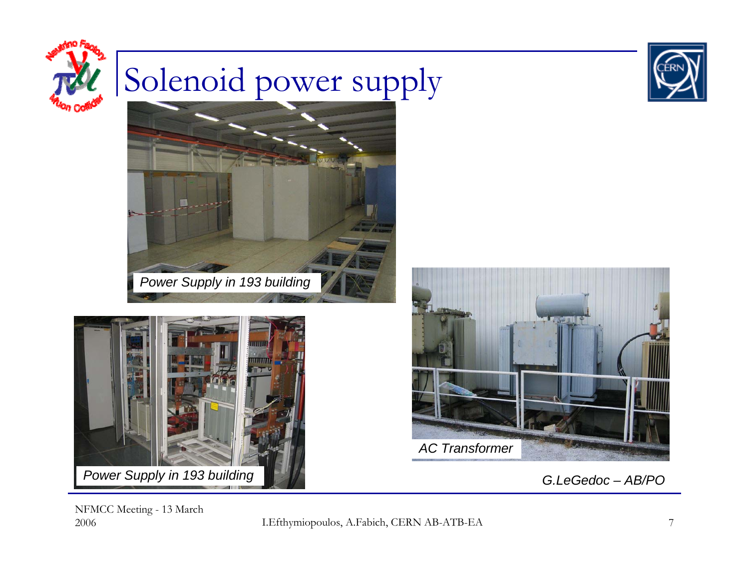# Solenoid power supply

Power Supply in 193 building

Power Supply in 193 building

AC Transformer

*G.LeGedoc – AB/PO*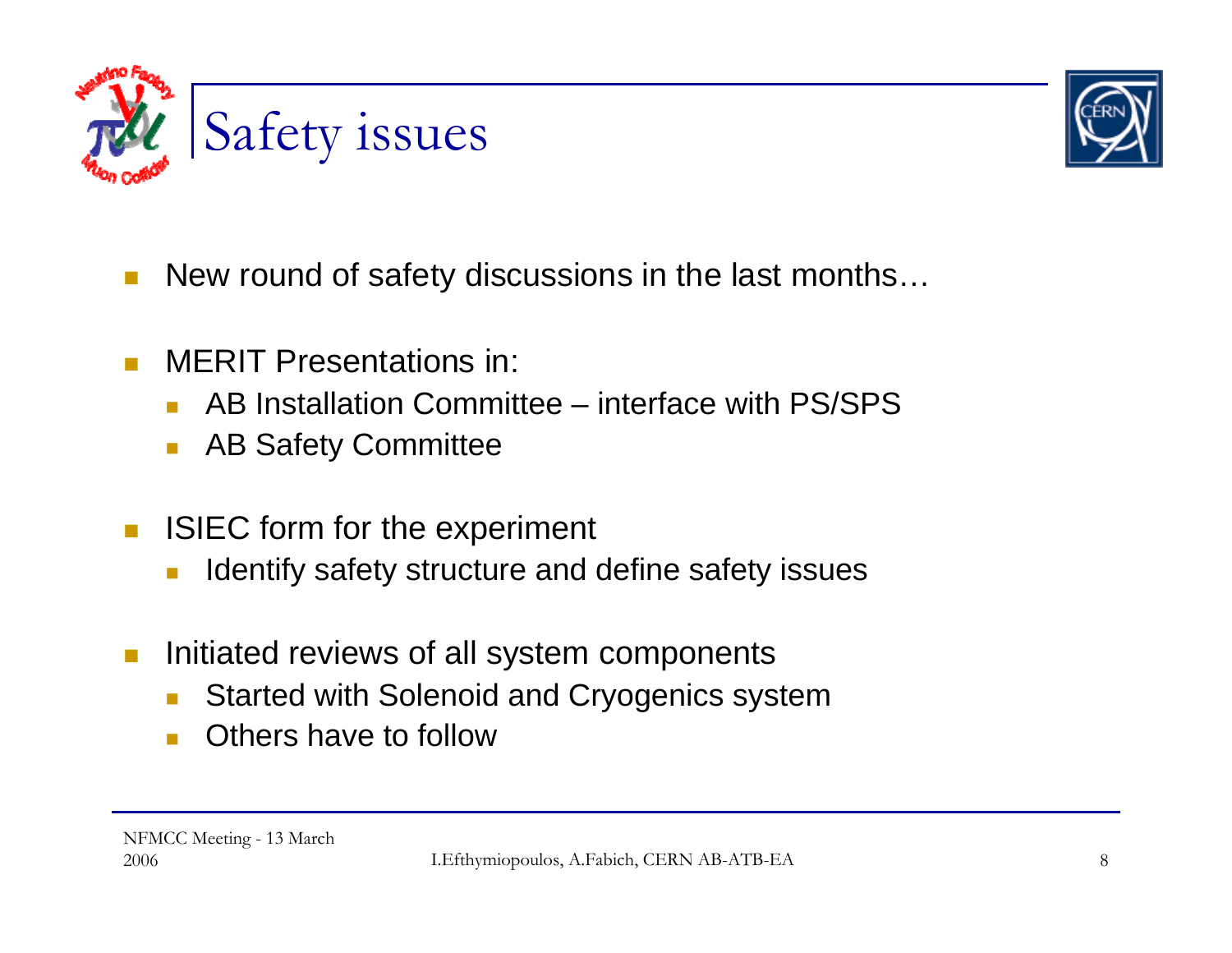# Safety issues

- New round of safety discussions in the last months…

- MERIT Presentations in:
  - AB Installation Committee – interface with PS/SPS
  - AB Safety Committee

- ISIEC form for the experiment
  - Identify safety structure and define safety issues

- Initiated reviews of all system components
  - Started with Solenoid and Cryogenics system
  - Others have to follow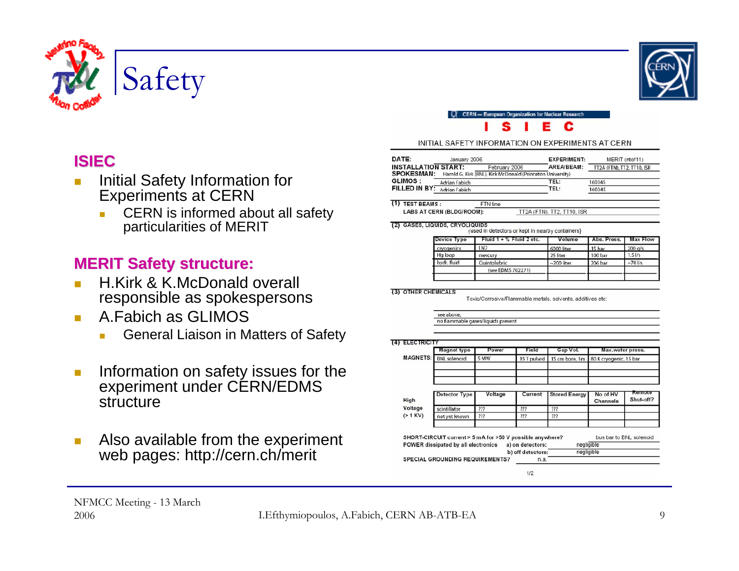# Safety

## ISIEC

- Initial Safety Information for Experiments at CERN
  - CERN is informed about all safety particularities of MERIT

## MERIT Safety structure:

- H.Kirk & K.McDonald overall responsible as spokespersons
- A.Fabich as GLIMOS
  - General Liaison in Matters of Safety
- Information on safety issues for the experiment under CERN/EDMS structure
- Also available from the experiment web pages: http://cern.ch/merit

CERN – European Organization for Nuclear Research

**I S I E C**

INITIAL SAFETY INFORMATION ON EXPERIMENTS AT CERN

**DATE:** January 2006 **EXPERIMENT:** MERIT (ntof11)
**INSTALLATION START:** February 2006 **AREA/BEAM:** TT2A (FTN), TT2, TT10, ISR
**SPOKESMAN:** Harold G. Kirk (BNL), Kirk McDonald (Princeton University)
**GLIMOS:** Adrian Fabich **TEL:** 160345
**FILLED IN BY:** Adrian Fabich **TEL:** 160345

**(1) TEST BEAMS:** FTN line
LABS AT CERN (BLDG/ROOM): TT2A (FTN), TT2, TT10, ISR

**(2) GASES, LIQUIDS, CRYOLIQUIDS**
(used in detectors or kept in nearby containers)

| Device Type | Fluid 1 + % Fluid 2 etc. | Volume | Abs. Press. | Max Flow |
|---|---|---|---|---|
| cryogenics | LN2 | 6000 liter | 15 bar | 200 g/s |
| Hg loop | mercury | 25 liter | 100 bar | 1.5 l/s |
| hydr. fluid | Quintolubric | ~200 liter | 206 bar | ~70 l/s |
| | (see EDMS 702271) | | | |

**(3) OTHER CHEMICALS**
Toxic/Corrosive/Flammable metals, solvents, additives etc:

see above,
no flammable gases/liquids present

**(4) ELECTRICITY**

MAGNETS:

| Magnet type | Power | Field | Gap Vol. | Max.water press. |
|---|---|---|---|---|
| BNL solenoid | 5 MW | 15 T pulsed | 15 cm bore, 1m | 80 K cryogenic, 15 bar |

High Voltage (> 1 KV)

| Detector Type | Voltage | Current | Stored Energy | No of HV Channels | Remote Shut-off? |
|---|---|---|---|---|---|
| scintillator | ??? | ??? | ??? | | |
| not yet known | ??? | ??? | ??? | | |

SHORT-CIRCUIT current > 5 mA for >50 V possible anywhere? bus bar to BNL solenoid
POWER dissipated by all electronics a) on detectors: negligible
b) off detectors: negligible
SPECIAL GROUNDING REQUIREMENTS? n.a.

1/2

NFMCC Meeting - 13 March 2006 I.Efthymiopoulos, A.Fabich, CERN AB-ATB-EA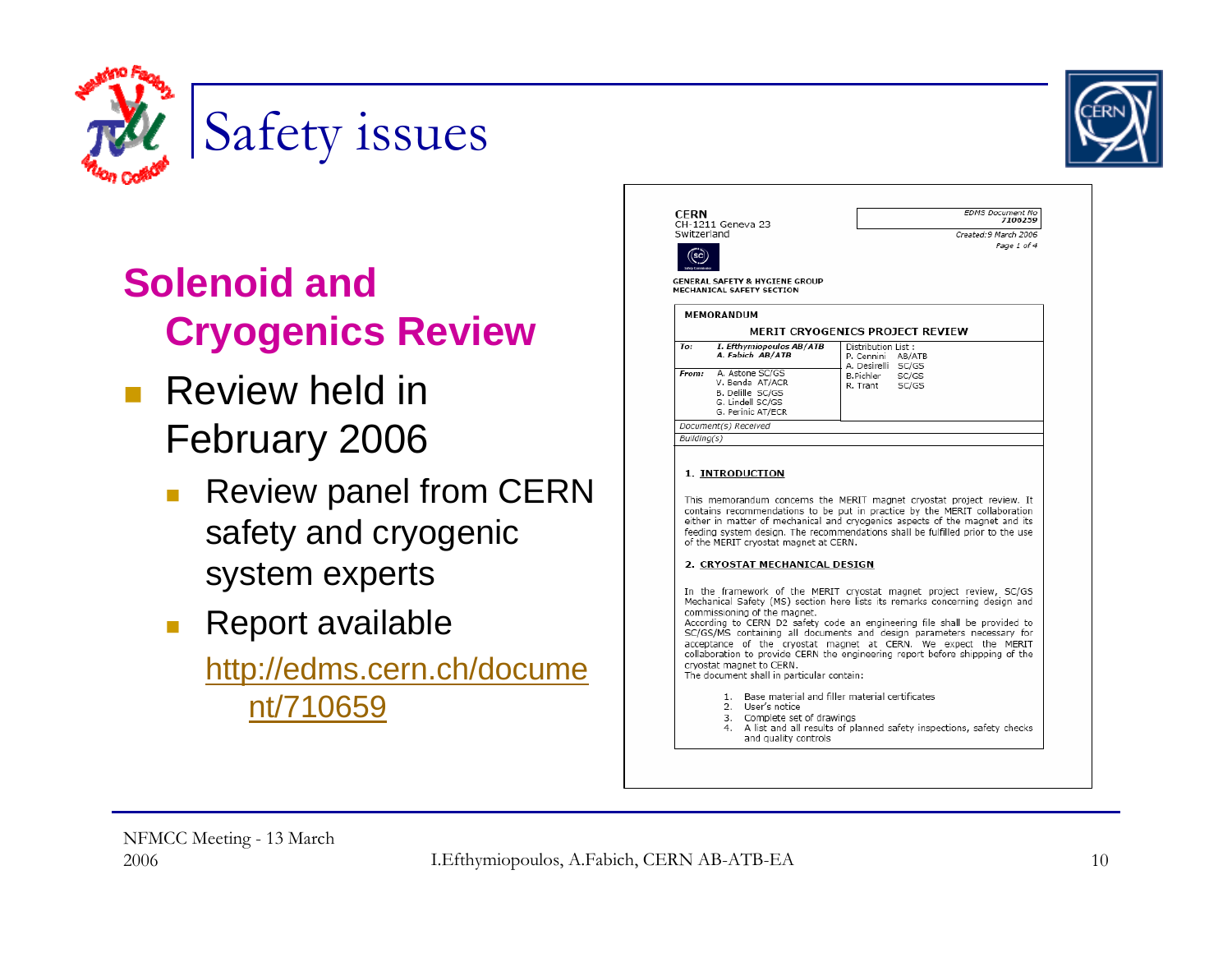# Safety issues

## Solenoid and Cryogenics Review

- Review held in February 2006
  - Review panel from CERN safety and cryogenic system experts
  - Report available [http://edms.cern.ch/document/710659](http://edms.cern.ch/document/710659)

CERN
CH-1211 Geneva 23
Switzerland

EDMS Document No
7106259

Created:9 March 2006

Page 1 of 4

GENERAL SAFETY & HYGIENE GROUP
MECHANICAL SAFETY SECTION

MEMORANDUM

MERIT CRYOGENICS PROJECT REVIEW

| | | |
|---|---|---|
| To: | I. Efthymiopoulos AB/ATB<br>A. Fabich AB/ATB | Distribution List :<br>P. Cennini AB/ATB<br>A. Desirelli SC/GS<br>B.Pichler SC/GS<br>R. Trant SC/GS |
| From: | A. Astone SC/GS<br>V. Benda AT/ACR<br>B. Delille SC/GS<br>G. Lindell SC/GS<br>G. Perinic AT/ECR | |
| Document(s) Received | | |
| Building(s) | | |

**1. INTRODUCTION**

This memorandum concerns the MERIT magnet cryostat project review. It contains recommendations to be put in practice by the MERIT collaboration either in matter of mechanical and cryogenics aspects of the magnet and its feeding system design. The recommendations shall be fulfilled prior to the use of the MERIT cryostat magnet at CERN.

**2. CRYOSTAT MECHANICAL DESIGN**

In the framework of the MERIT cryostat magnet project review, SC/GS Mechanical Safety (MS) section here lists its remarks concerning design and commissioning of the magnet.
According to CERN D2 safety code an engineering file shall be provided to SC/GS/MS containing all documents and design parameters necessary for acceptance of the cryostat magnet at CERN. We expect the MERIT collaboration to provide CERN the engineering report before shippping of the cryostat magnet to CERN.
The document shall in particular contain:

1. Base material and filler material certificates
2. User's notice
3. Complete set of drawings
4. A list and all results of planned safety inspections, safety checks and quality controls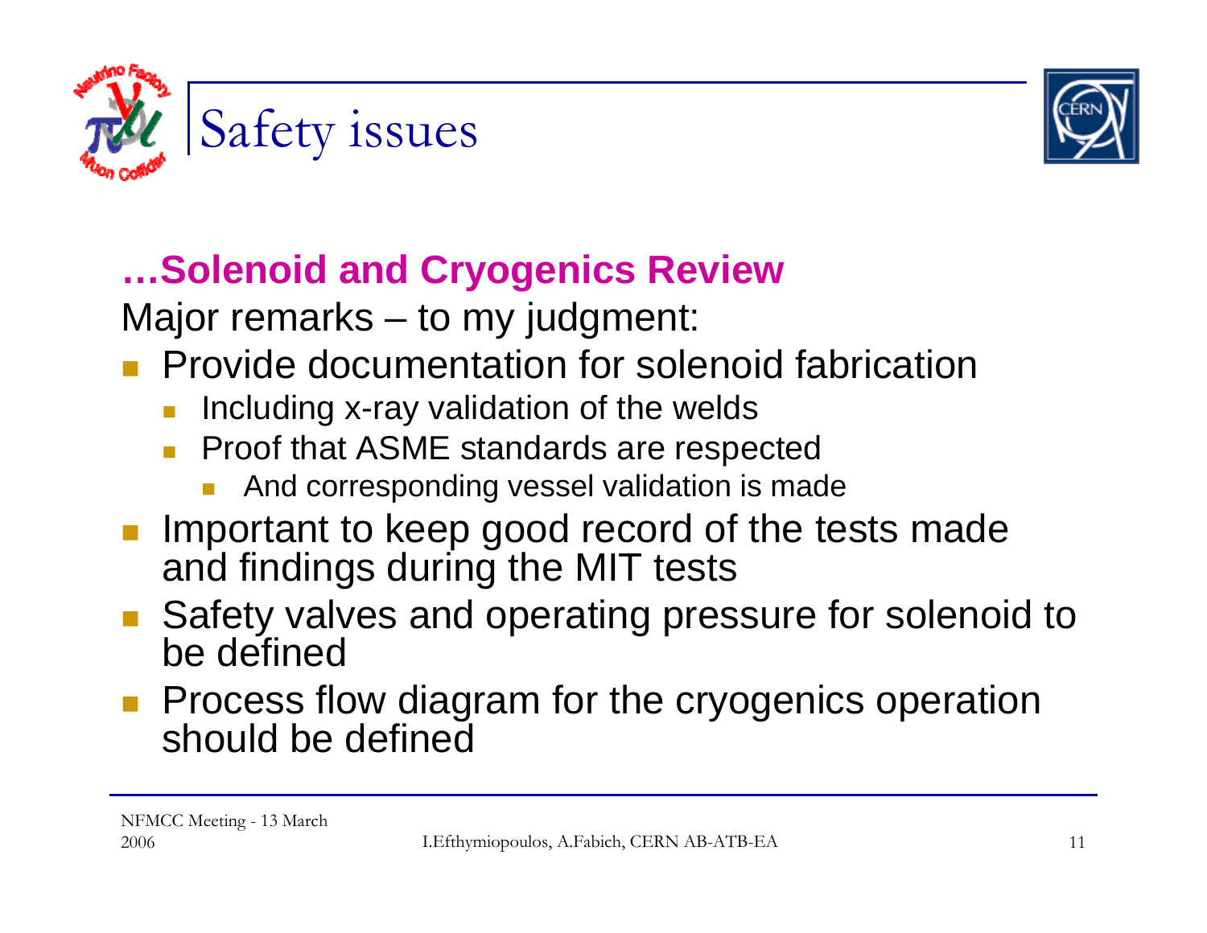# Safety issues

## …Solenoid and Cryogenics Review

Major remarks – to my judgment:

- Provide documentation for solenoid fabrication
  - Including x-ray validation of the welds
  - Proof that ASME standards are respected
    - And corresponding vessel validation is made
- Important to keep good record of the tests made and findings during the MIT tests
- Safety valves and operating pressure for solenoid to be defined
- Process flow diagram for the cryogenics operation should be defined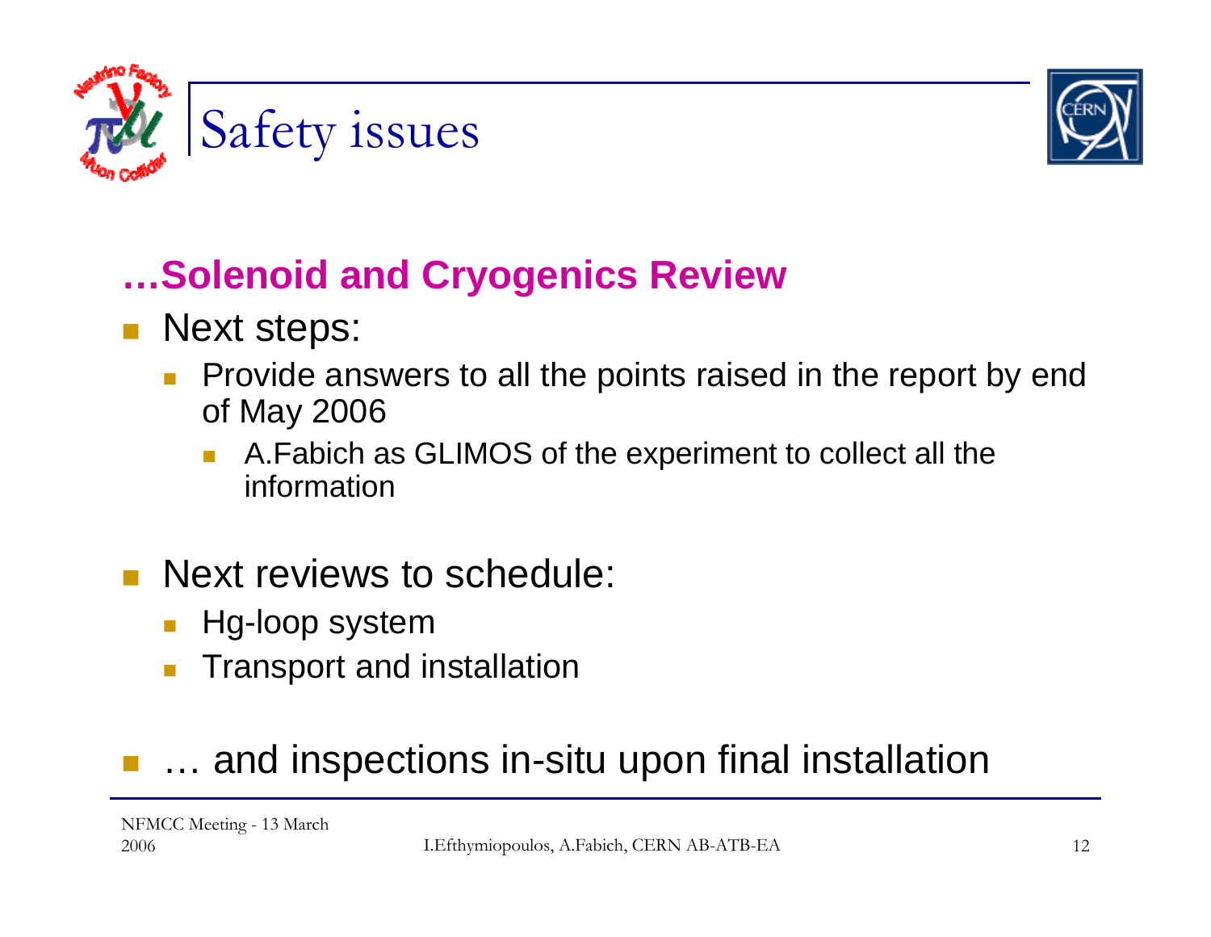# Safety issues

## …Solenoid and Cryogenics Review

- Next steps:
  - Provide answers to all the points raised in the report by end of May 2006
    - A.Fabich as GLIMOS of the experiment to collect all the information

- Next reviews to schedule:
  - Hg-loop system
  - Transport and installation

- … and inspections in-situ upon final installation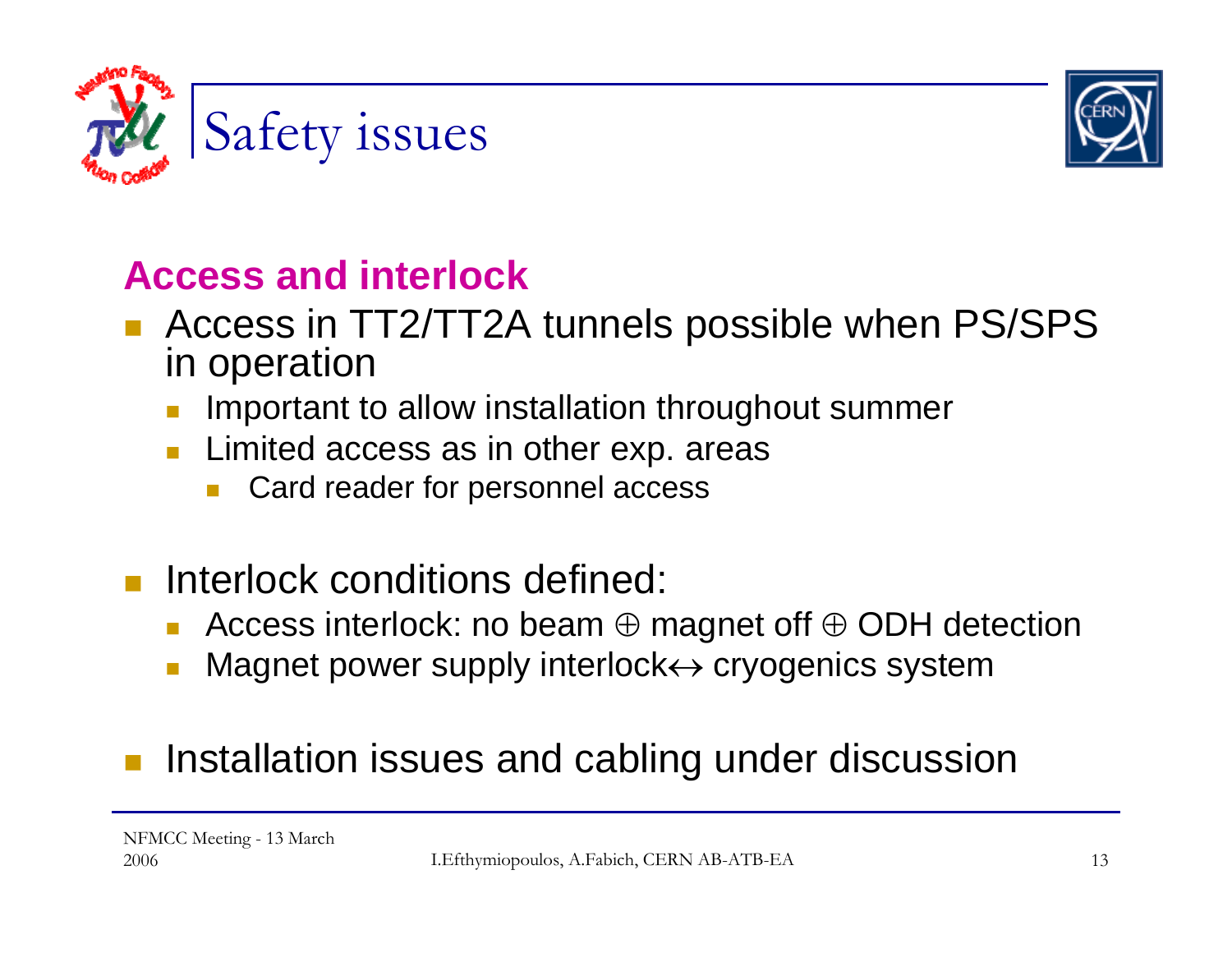# Safety issues

## Access and interlock

- Access in TT2/TT2A tunnels possible when PS/SPS in operation
  - Important to allow installation throughout summer
  - Limited access as in other exp. areas
    - Card reader for personnel access

- Interlock conditions defined:
  - Access interlock: no beam ⊕ magnet off ⊕ ODH detection
  - Magnet power supply interlock↔ cryogenics system

- Installation issues and cabling under discussion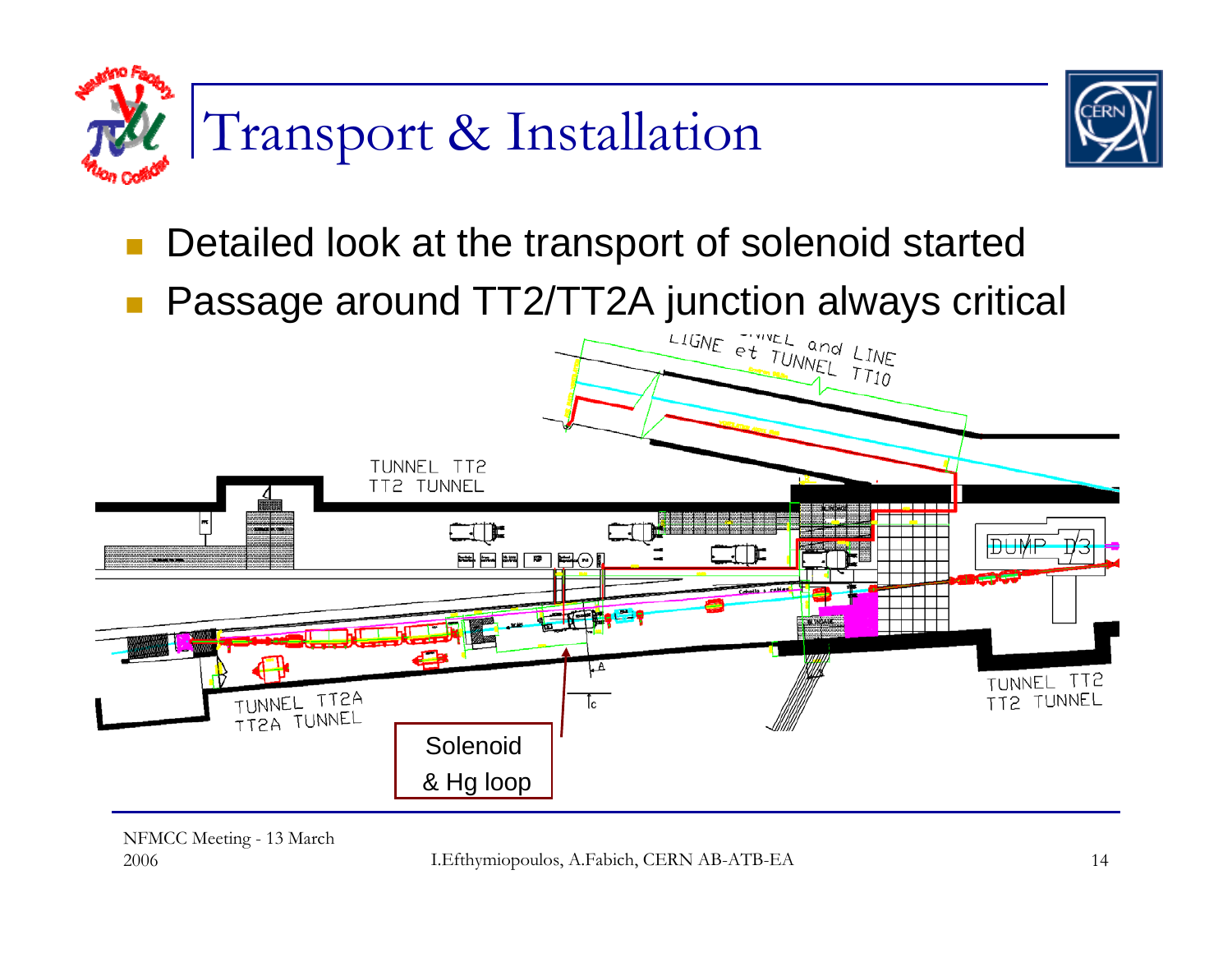# Transport & Installation

- Detailed look at the transport of solenoid started
- Passage around TT2/TT2A junction always critical

LIGNE et TUNNEL and LINE TT10

TUNNEL TT2
TT2 TUNNEL

DUMP D3

TUNNEL TT2A
TT2A TUNNEL

TUNNEL TT2
TT2 TUNNEL

Solenoid & Hg loop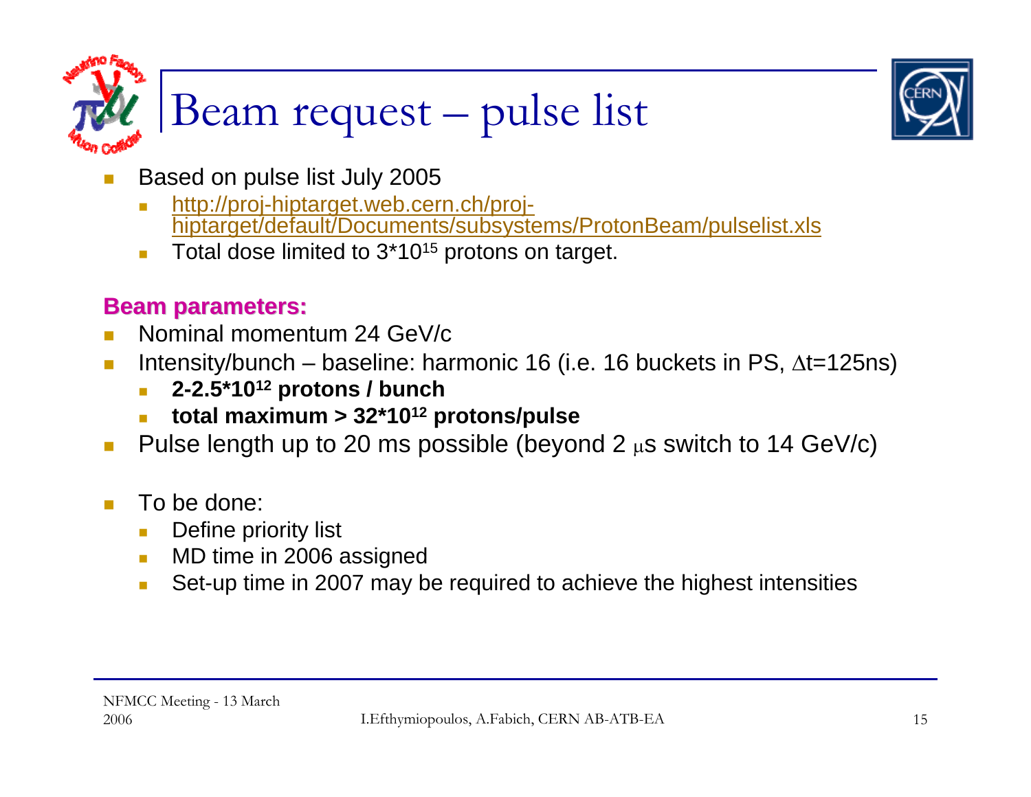# Beam request – pulse list

- Based on pulse list July 2005
  - http://proj-hiptarget.web.cern.ch/proj-hiptarget/default/Documents/subsystems/ProtonBeam/pulselist.xls
  - Total dose limited to $3*10^{15}$ protons on target.

**Beam parameters:**

- Nominal momentum 24 GeV/c
- Intensity/bunch – baseline: harmonic 16 (i.e. 16 buckets in PS, $\Delta$t=125ns)
  - **2-2.5*$10^{12}$ protons / bunch**
  - **total maximum > 32*$10^{12}$ protons/pulse**
- Pulse length up to 20 ms possible (beyond 2 $\mu$s switch to 14 GeV/c)

- To be done:
  - Define priority list
  - MD time in 2006 assigned
  - Set-up time in 2007 may be required to achieve the highest intensities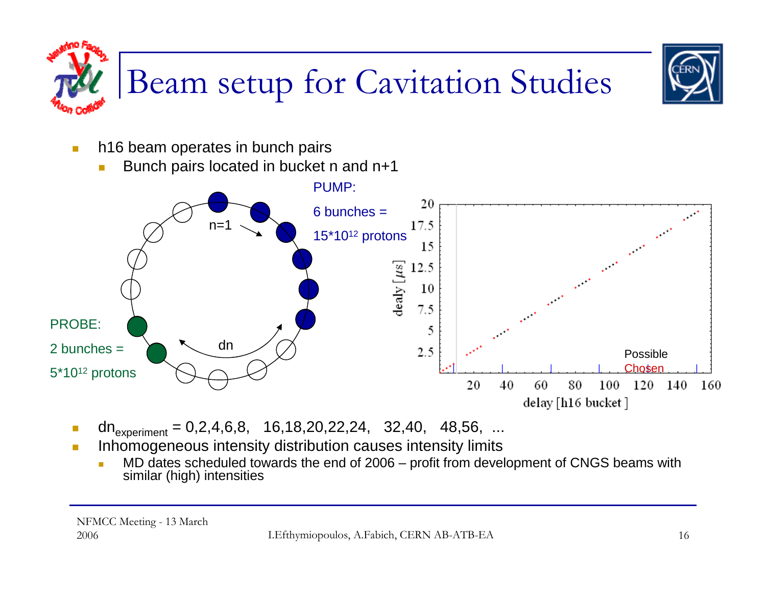# Beam setup for Cavitation Studies

- h16 beam operates in bunch pairs
  - Bunch pairs located in bucket n and n+1

PUMP:

6 bunches = $15 \cdot 10^{12}$ protons

PROBE:

2 bunches = $5 \cdot 10^{12}$ protons

n=1

dn

dealy [μs]

20
17.5
15
12.5
10
7.5
5
2.5

20 40 60 80 100 120 140 160

delay [h16 bucket]

Possible

Chosen

- $dn_{experiment}$ = 0,2,4,6,8, 16,18,20,22,24, 32,40, 48,56, ...
- Inhomogeneous intensity distribution causes intensity limits
  - MD dates scheduled towards the end of 2006 – profit from development of CNGS beams with similar (high) intensities

NFMCC Meeting - 13 March 2006

I.Efthymiopoulos, A.Fabich, CERN AB-ATB-EA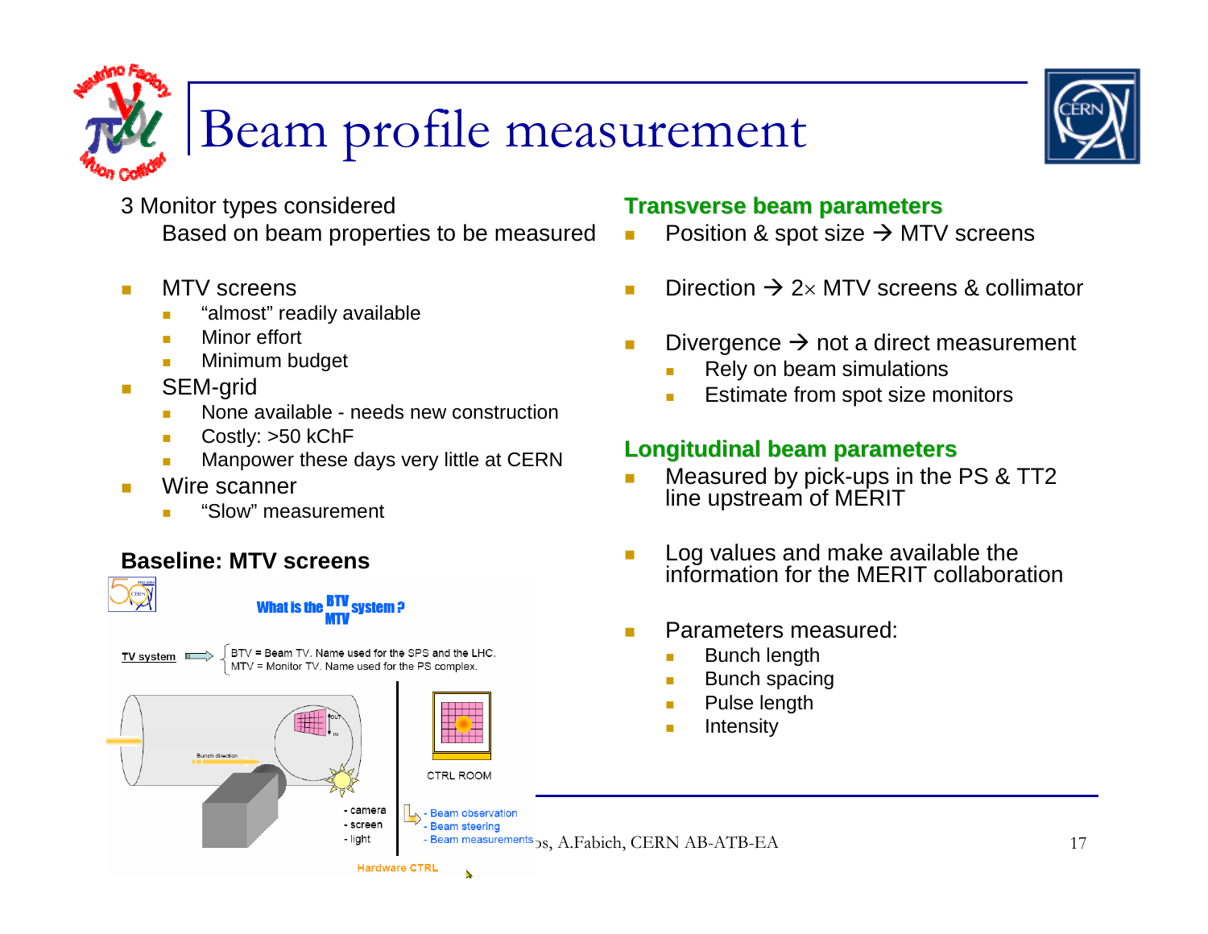# Beam profile measurement

3 Monitor types considered

Based on beam properties to be measured

- MTV screens
  - “almost” readily available
  - Minor effort
  - Minimum budget
- SEM-grid
  - None available - needs new construction
  - Costly: >50 kChF
  - Manpower these days very little at CERN
- Wire scanner
  - “Slow” measurement

**Baseline: MTV screens**

What is the BTV / MTV system ?

TV system ⟹ BTV = Beam TV. Name used for the SPS and the LHC. MTV = Monitor TV. Name used for the PS complex.

OUT
IN
Bunch direction

- camera
- screen
- light

CTRL ROOM

- Beam observation
- Beam steering
- Beam measurements

Hardware CTRL

**Transverse beam parameters**

- Position & spot size → MTV screens
- Direction → 2× MTV screens & collimator
- Divergence → not a direct measurement
  - Rely on beam simulations
  - Estimate from spot size monitors

**Longitudinal beam parameters**

- Measured by pick-ups in the PS & TT2 line upstream of MERIT
- Log values and make available the information for the MERIT collaboration
- Parameters measured:
  - Bunch length
  - Bunch spacing
  - Pulse length
  - Intensity